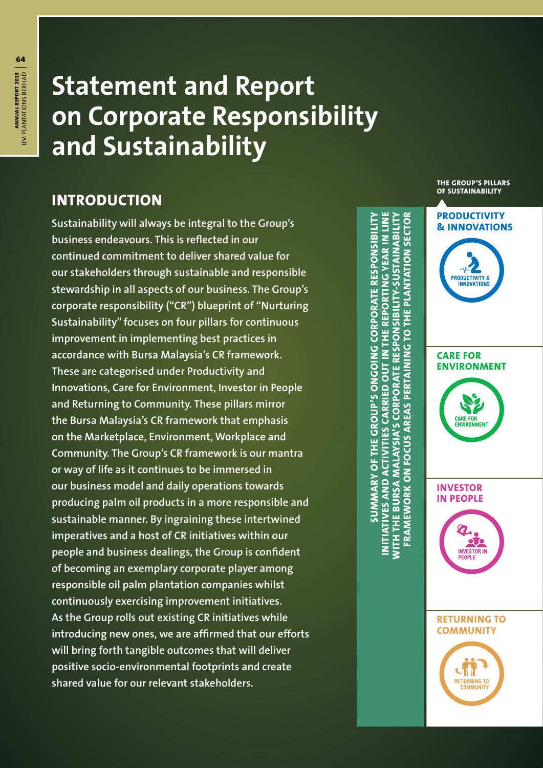# Statement and Report on Corporate Responsibility and Sustainability

## INTRODUCTION

**Sustainability will always be integral to the Group's business endeavours. This is reflected in our continued commitment to deliver shared value for our stakeholders through sustainable and responsible stewardship in all aspects of our business. The Group's corporate responsibility ("CR") blueprint of "Nurturing Sustainability" focuses on four pillars for continuous improvement in implementing best practices in accordance with Bursa Malaysia's CR framework. These are categorised under Productivity and Innovations, Care for Environment, Investor in People and Returning to Community. These pillars mirror the Bursa Malaysia's CR framework that emphasis on the Marketplace, Environment, Workplace and Community. The Group's CR framework is our mantra or way of life as it continues to be immersed in our business model and daily operations towards producing palm oil products in a more responsible and sustainable manner. By ingraining these intertwined imperatives and a host of CR initiatives within our people and business dealings, the Group is confident of becoming an exemplary corporate player among responsible oil palm plantation companies whilst continuously exercising improvement initiatives. As the Group rolls out existing CR initiatives while introducing new ones, we are affirmed that our efforts will bring forth tangible outcomes that will deliver positive socio-environmental footprints and create shared value for our relevant stakeholders.**

**SUMMARY OF THE GROUP'S ONGOING CORPORATE RESPONSIBILITY INITIATIVES AND ACTIVITIES CARRIED OUT IN THE REPORTING YEAR IN LINE WITH THE BURSA MALAYSIA'S CORPORATE RESPONSIBILITY-SUSTAINABILITY FRAMEWORK ON FOCUS AREAS PERTAINING TO THE PLANTATION SECTOR**

**THE GROUP'S PILLARS OF SUSTAINABILITY**

**PRODUCTIVITY & INNOVATIONS**

**CARE FOR ENVIRONMENT**

**INVESTOR IN PEOPLE**

**RETURNING TO COMMUNITY**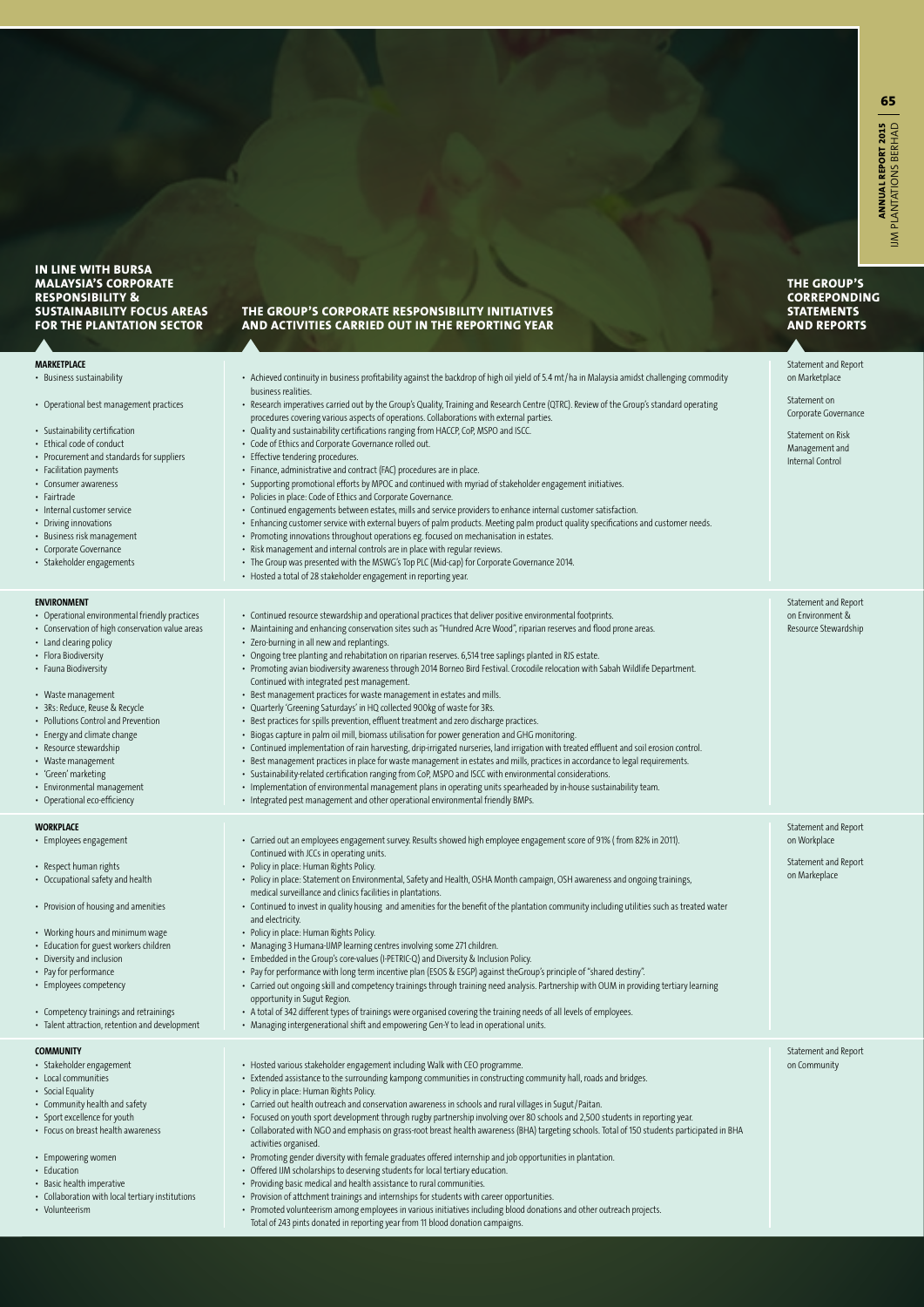| IN LINE WITH BURSA MALAYSIA'S CORPORATE RESPONSIBILITY & SUSTAINABILITY FOCUS AREAS FOR THE PLANTATION SECTOR | THE GROUP'S CORPORATE RESPONSIBILITY INITIATIVES AND ACTIVITIES CARRIED OUT IN THE REPORTING YEAR | THE GROUP'S CORREPONDING STATEMENTS AND REPORTS |
|---|---|---|
| **MARKETPLACE**<br>• Business sustainability<br>• Operational best management practices<br>• Sustainability certification<br>• Ethical code of conduct<br>• Procurement and standards for suppliers<br>• Facilitation payments<br>• Consumer awareness<br>• Fairtrade<br>• Internal customer service<br>• Driving innovations<br>• Business risk management<br>• Corporate Governance<br>• Stakeholder engagements | • Achieved continuity in business profitability against the backdrop of high oil yield of 5.4 mt/ha in Malaysia amidst challenging commodity business realities.<br>• Research imperatives carried out by the Group's Quality, Training and Research Centre (QTRC). Review of the Group's standard operating procedures covering various aspects of operations. Collaborations with external parties.<br>• Quality and sustainability certifications ranging from HACCP, CoP, MSPO and ISCC.<br>• Code of Ethics and Corporate Governance rolled out.<br>• Effective tendering procedures.<br>• Finance, administrative and contract (FAC) procedures are in place.<br>• Supporting promotional efforts by MPOC and continued with myriad of stakeholder engagement initiatives.<br>• Policies in place: Code of Ethics and Corporate Governance.<br>• Continued engagements between estates, mills and service providers to enhance internal customer satisfaction.<br>• Enhancing customer service with external buyers of palm products. Meeting palm product quality specifications and customer needs.<br>• Promoting innovations throughout operations eg. focused on mechanisation in estates.<br>• Risk management and internal controls are in place with regular reviews.<br>• The Group was presented with the MSWG's Top PLC (Mid-cap) for Corporate Governance 2014.<br>• Hosted a total of 28 stakeholder engagement in reporting year. | Statement and Report on Marketplace<br><br>Statement on Corporate Governance<br><br>Statement on Risk Management and Internal Control |
| **ENVIRONMENT**<br>• Operational environmental friendly practices<br>• Conservation of high conservation value areas<br>• Land clearing policy<br>• Flora Biodiversity<br>• Fauna Biodiversity<br>• Waste management<br>• 3Rs: Reduce, Reuse & Recycle<br>• Pollutions Control and Prevention<br>• Energy and climate change<br>• Resource stewardship<br>• Waste management<br>• 'Green' marketing<br>• Environmental management<br>• Operational eco-efficiency | • Continued resource stewardship and operational practices that deliver positive environmental footprints.<br>• Maintaining and enhancing conservation sites such as "Hundred Acre Wood", riparian reserves and flood prone areas.<br>• Zero-burning in all new and replantings.<br>• Ongoing tree planting and rehabilitation on riparian reserves. 6,514 tree saplings planted in RJS estate.<br>• Promoting avian biodiversity awareness through 2014 Borneo Bird Festival. Crocodile relocation with Sabah Wildlife Department. Continued with integrated pest management.<br>• Best management practices for waste management in estates and mills.<br>• Quarterly 'Greening Saturdays' in HQ collected 900kg of waste for 3Rs.<br>• Best practices for spills prevention, effluent treatment and zero discharge practices.<br>• Biogas capture in palm oil mill, biomass utilisation for power generation and GHG monitoring.<br>• Continued implementation of rain harvesting, drip-irrigated nurseries, land irrigation with treated effluent and soil erosion control.<br>• Best management practices in place for waste management in estates and mills, practices in accordance to legal requirements.<br>• Sustainability-related certification ranging from CoP, MSPO and ISCC with environmental considerations.<br>• Implementation of environmental management plans in operating units spearheaded by in-house sustainability team.<br>• Integrated pest management and other operational environmental friendly BMPs. | Statement and Report on Environment & Resource Stewardship |
| **WORKPLACE**<br>• Employees engagement<br>• Respect human rights<br>• Occupational safety and health<br>• Provision of housing and amenities<br>• Working hours and minimum wage<br>• Education for guest workers children<br>• Diversity and inclusion<br>• Pay for performance<br>• Employees competency<br>• Competency trainings and retrainings<br>• Talent attraction, retention and development | • Carried out an employees engagement survey. Results showed high employee engagement score of 91% ( from 82% in 2011). Continued with JCCs in operating units.<br>• Policy in place: Human Rights Policy.<br>• Policy in place: Statement on Environmental, Safety and Health, OSHA Month campaign, OSH awareness and ongoing trainings, medical surveillance and clinics facilities in plantations.<br>• Continued to invest in quality housing and amenities for the benefit of the plantation community including utilities such as treated water and electricity.<br>• Policy in place: Human Rights Policy.<br>• Managing 3 Humana-IJMP learning centres involving some 271 children.<br>• Embedded in the Group's core-values (I-PETRIC-Q) and Diversity & Inclusion Policy.<br>• Pay for performance with long term incentive plan (ESOS & ESGP) against theGroup's principle of "shared destiny".<br>• Carried out ongoing skill and competency trainings through training need analysis. Partnership with OUM in providing tertiary learning opportunity in Sugut Region.<br>• A total of 342 different types of trainings were organised covering the training needs of all levels of employees.<br>• Managing intergenerational shift and empowering Gen-Y to lead in operational units. | Statement and Report on Workplace<br><br>Statement and Report on Markeplace |
| **COMMUNITY**<br>• Stakeholder engagement<br>• Local communities<br>• Social Equality<br>• Community health and safety<br>• Sport excellence for youth<br>• Focus on breast health awareness<br>• Empowering women<br>• Education<br>• Basic health imperative<br>• Collaboration with local tertiary institutions<br>• Volunteerism | • Hosted various stakeholder engagement including Walk with CEO programme.<br>• Extended assistance to the surrounding kampong communities in constructing community hall, roads and bridges.<br>• Policy in place: Human Rights Policy.<br>• Carried out health outreach and conservation awareness in schools and rural villages in Sugut/Paitan.<br>• Focused on youth sport development through rugby partnership involving over 80 schools and 2,500 students in reporting year.<br>• Collaborated with NGO and emphasis on grass-root breast health awareness (BHA) targeting schools. Total of 150 students participated in BHA activities organised.<br>• Promoting gender diversity with female graduates offered internship and job opportunities in plantation.<br>• Offered IJM scholarships to deserving students for local tertiary education.<br>• Providing basic medical and health assistance to rural communities.<br>• Provision of attchment trainings and internships for students with career opportunities.<br>• Promoted volunteerism among employees in various initiatives including blood donations and other outreach projects. Total of 243 pints donated in reporting year from 11 blood donation campaigns. | Statement and Report on Community |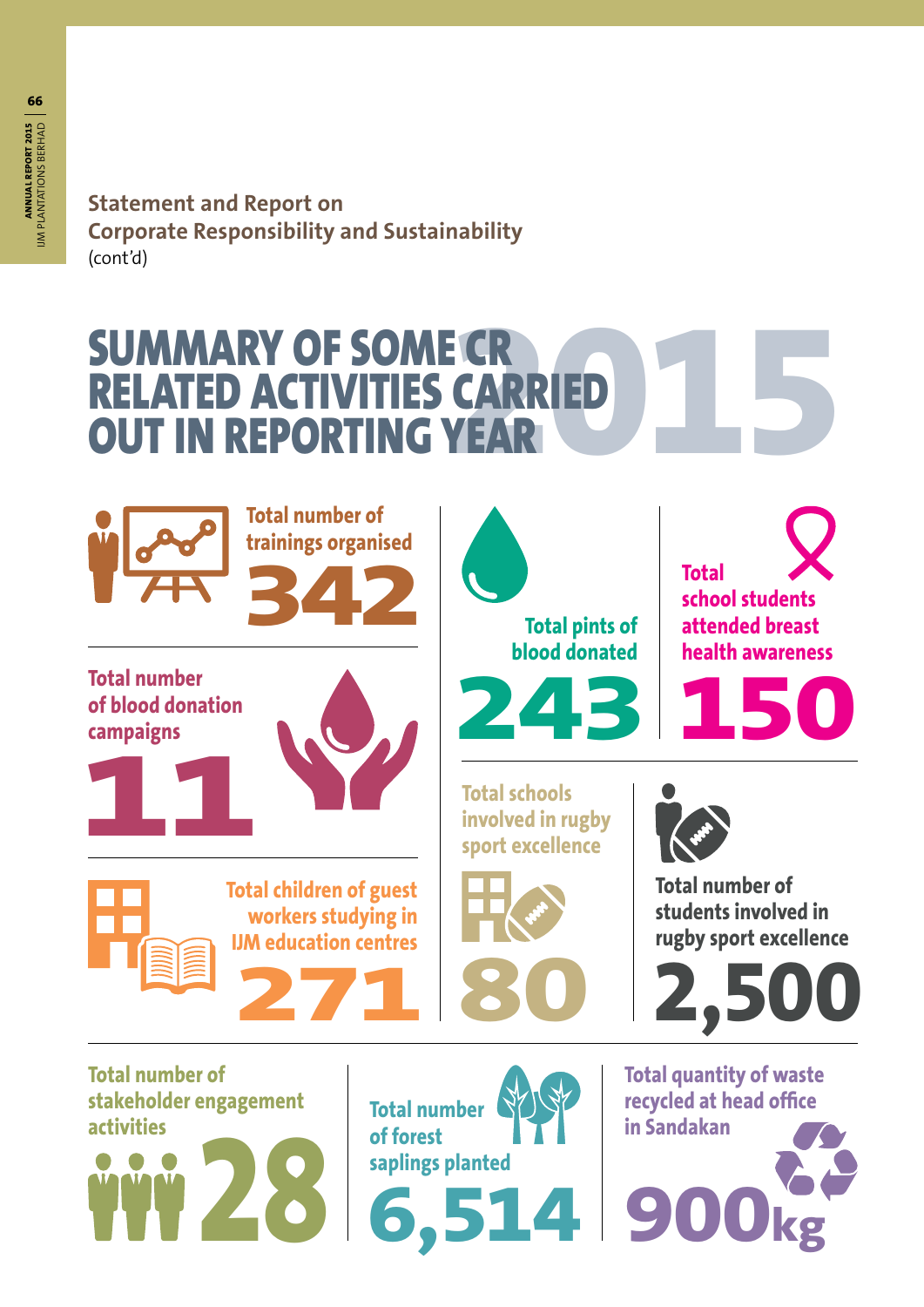**Statement and Report on Corporate Responsibility and Sustainability** (cont'd)

# SUMMARY OF SOME CR RELATED ACTIVITIES CARRIED OUT IN REPORTING YEAR 2015

Total number of trainings organised
**342**

Total number of blood donation campaigns
**11**

Total pints of blood donated
**243**

Total school students attended breast health awareness
**150**

Total children of guest workers studying in IJM education centres
**271**

Total schools involved in rugby sport excellence
**80**

Total number of students involved in rugby sport excellence
**2,500**

Total number of stakeholder engagement activities
**28**

Total number of forest saplings planted
**6,514**

Total quantity of waste recycled at head office in Sandakan
**900kg**